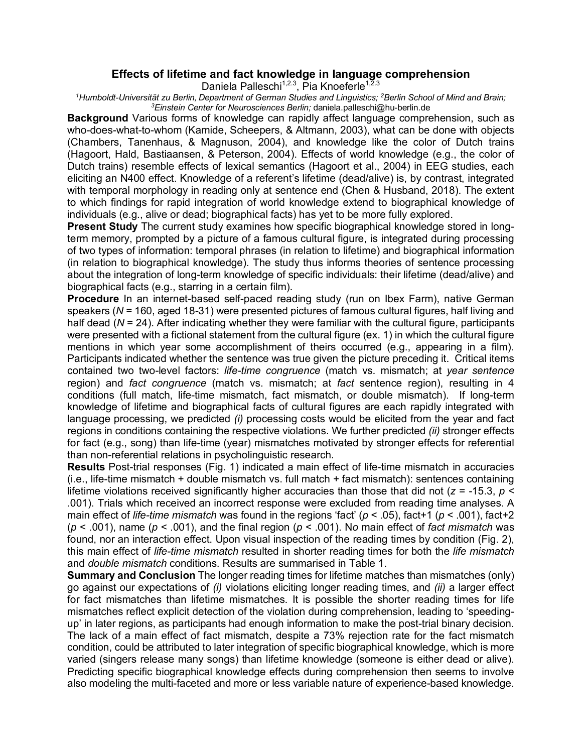# Effects of lifetime and fact knowledge in language comprehension

Daniela Palleschi[1,2,3], Pia Knoeferle[1,2,3]

[1]*Humboldt-Universität zu Berlin, Department of German Studies and Linguistics;* [2]*Berlin School of Mind and Brain;* [3]*Einstein Center for Neurosciences Berlin;* daniela.palleschi@hu-berlin.de

**Background** Various forms of knowledge can rapidly affect language comprehension, such as who-does-what-to-whom (Kamide, Scheepers, & Altmann, 2003), what can be done with objects (Chambers, Tanenhaus, & Magnuson, 2004), and knowledge like the color of Dutch trains (Hagoort, Hald, Bastiaansen, & Peterson, 2004). Effects of world knowledge (e.g., the color of Dutch trains) resemble effects of lexical semantics (Hagoort et al., 2004) in EEG studies, each eliciting an N400 effect. Knowledge of a referent's lifetime (dead/alive) is, by contrast, integrated with temporal morphology in reading only at sentence end (Chen & Husband, 2018). The extent to which findings for rapid integration of world knowledge extend to biographical knowledge of individuals (e.g., alive or dead; biographical facts) has yet to be more fully explored.

**Present Study** The current study examines how specific biographical knowledge stored in long-term memory, prompted by a picture of a famous cultural figure, is integrated during processing of two types of information: temporal phrases (in relation to lifetime) and biographical information (in relation to biographical knowledge). The study thus informs theories of sentence processing about the integration of long-term knowledge of specific individuals: their lifetime (dead/alive) and biographical facts (e.g., starring in a certain film).

**Procedure** In an internet-based self-paced reading study (run on Ibex Farm), native German speakers ($N$ = 160, aged 18-31) were presented pictures of famous cultural figures, half living and half dead ($N$ = 24). After indicating whether they were familiar with the cultural figure, participants were presented with a fictional statement from the cultural figure (ex. 1) in which the cultural figure mentions in which year some accomplishment of theirs occurred (e.g., appearing in a film). Participants indicated whether the sentence was true given the picture preceding it. Critical items contained two two-level factors: *life-time congruence* (match vs. mismatch; at *year sentence* region) and *fact congruence* (match vs. mismatch; at *fact* sentence region), resulting in 4 conditions (full match, life-time mismatch, fact mismatch, or double mismatch). If long-term knowledge of lifetime and biographical facts of cultural figures are each rapidly integrated with language processing, we predicted *(i)* processing costs would be elicited from the year and fact regions in conditions containing the respective violations. We further predicted *(ii)* stronger effects for fact (e.g., song) than life-time (year) mismatches motivated by stronger effects for referential than non-referential relations in psycholinguistic research.

**Results** Post-trial responses (Fig. 1) indicated a main effect of life-time mismatch in accuracies (i.e., life-time mismatch + double mismatch vs. full match + fact mismatch): sentences containing lifetime violations received significantly higher accuracies than those that did not ($z$ = -15.3, $p$ < .001). Trials which received an incorrect response were excluded from reading time analyses. A main effect of *life-time mismatch* was found in the regions 'fact' ($p$ < .05), fact+1 ($p$ < .001), fact+2 ($p$ < .001), name ($p$ < .001), and the final region ($p$ < .001). No main effect of *fact mismatch* was found, nor an interaction effect. Upon visual inspection of the reading times by condition (Fig. 2), this main effect of *life-time mismatch* resulted in shorter reading times for both the *life mismatch* and *double mismatch* conditions. Results are summarised in Table 1.

**Summary and Conclusion** The longer reading times for lifetime matches than mismatches (only) go against our expectations of *(i)* violations eliciting longer reading times, and *(ii)* a larger effect for fact mismatches than lifetime mismatches. It is possible the shorter reading times for life mismatches reflect explicit detection of the violation during comprehension, leading to 'speeding-up' in later regions, as participants had enough information to make the post-trial binary decision. The lack of a main effect of fact mismatch, despite a 73% rejection rate for the fact mismatch condition, could be attributed to later integration of specific biographical knowledge, which is more varied (singers release many songs) than lifetime knowledge (someone is either dead or alive). Predicting specific biographical knowledge effects during comprehension then seems to involve also modeling the multi-faceted and more or less variable nature of experience-based knowledge.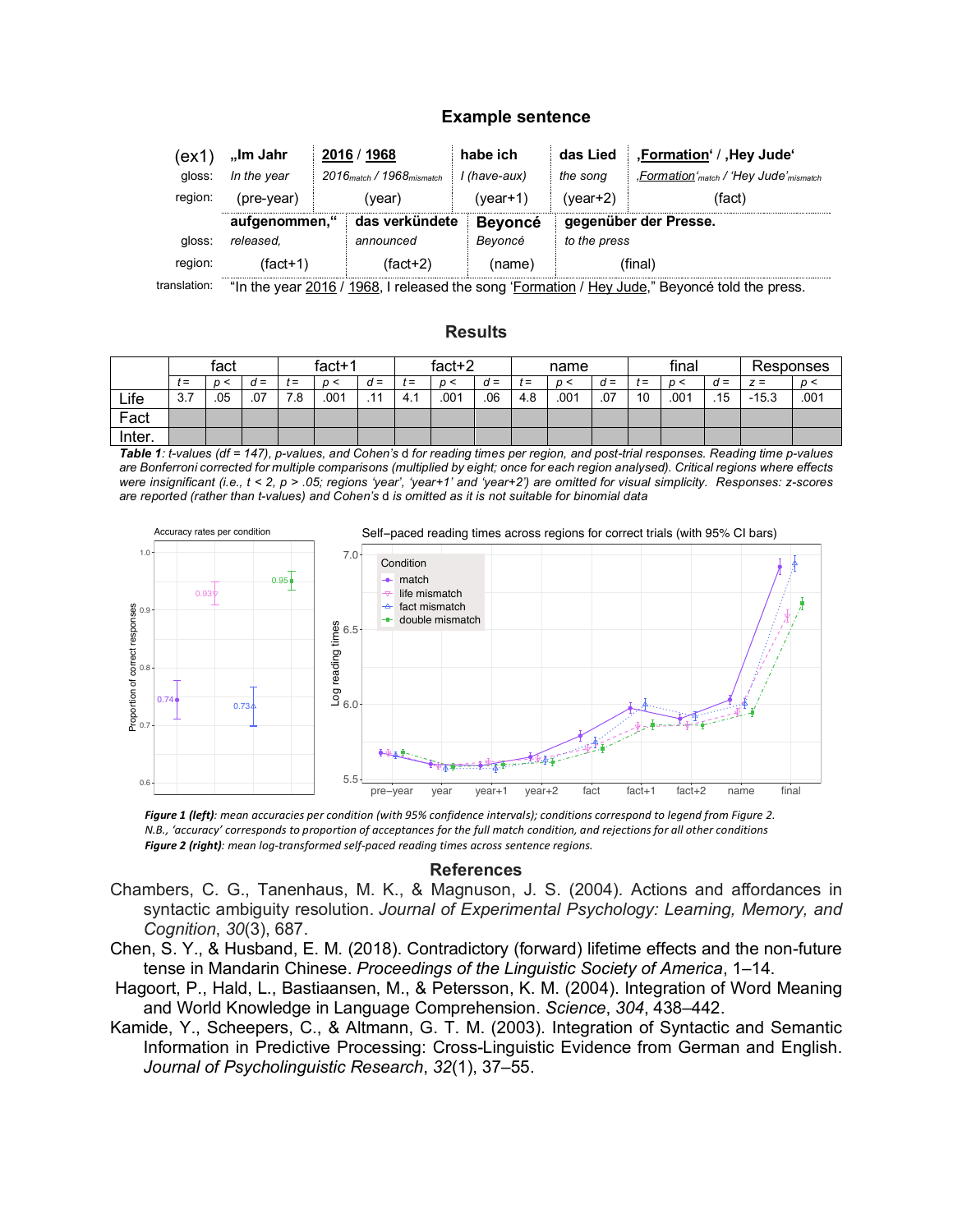## Example sentence

| (ex1) | „Im Jahr | 2016 / 1968 | habe ich | das Lied | ‚Formation' / ‚Hey Jude' |
|---|---|---|---|---|---|
| gloss: | *In the year* | *2016$_{match}$ / 1968$_{mismatch}$* | *I (have-aux)* | *the song* | *‚Formation'$_{match}$ / 'Hey Jude'$_{mismatch}$* |
| region: | (pre-year) | (year) | (year+1) | (year+2) | (fact) |

| | aufgenommen," | das verkündete | Beyoncé | gegenüber der Presse. |
|---|---|---|---|---|
| gloss: | *released,* | *announced* | *Beyoncé* | *to the press* |
| region: | (fact+1) | (fact+2) | (name) | (final) |

translation: "In the year 2016 / 1968, I released the song 'Formation / Hey Jude,'" Beyoncé told the press.

## Results

| | fact | | | fact+1 | | | fact+2 | | | name | | | final | | | Responses | |
|---|---|---|---|---|---|---|---|---|---|---|---|---|---|---|---|---|---|
| | *t* = | *p* < | *d* = | *t* = | *p* < | *d* = | *t* = | *p* < | *d* = | *t* = | *p* < | *d* = | *t* = | *p* < | *d* = | *z* = | *p* < |
| Life | 3.7 | .05 | .07 | 7.8 | .001 | .11 | 4.1 | .001 | .06 | 4.8 | .001 | .07 | 10 | .001 | .15 | -15.3 | .001 |
| Fact | | | | | | | | | | | | | | | | | |
| Inter. | | | | | | | | | | | | | | | | | |

***Table 1**: t-values (df = 147), p-values, and Cohen's* d *for reading times per region, and post-trial responses. Reading time p-values are Bonferroni corrected for multiple comparisons (multiplied by eight; once for each region analysed). Critical regions where effects were insignificant (i.e., t < 2, p > .05; regions 'year', 'year+1' and 'year+2') are omitted for visual simplicity. Responses: z-scores are reported (rather than t-values) and Cohen's* d *is omitted as it is not suitable for binomial data*

Accuracy rates per condition

Proportion of correct responses

1.0
0.9
0.8
0.7
0.6

0.74
0.93
0.73
0.95

Self-paced reading times across regions for correct trials (with 95% CI bars)

Log reading times

7.0
6.5
6.0
5.5

pre-year year year+1 year+2 fact fact+1 fact+2 name final

Condition
match
life mismatch
fact mismatch
double mismatch

***Figure 1 (left)**: mean accuracies per condition (with 95% confidence intervals); conditions correspond to legend from Figure 2. N.B., 'accuracy' corresponds to proportion of acceptances for the full match condition, and rejections for all other conditions*
***Figure 2 (right)**: mean log-transformed self-paced reading times across sentence regions.*

## References

Chambers, C. G., Tanenhaus, M. K., & Magnuson, J. S. (2004). Actions and affordances in syntactic ambiguity resolution. *Journal of Experimental Psychology: Learning, Memory, and Cognition*, *30*(3), 687.

Chen, S. Y., & Husband, E. M. (2018). Contradictory (forward) lifetime effects and the non-future tense in Mandarin Chinese. *Proceedings of the Linguistic Society of America*, 1–14.

Hagoort, P., Hald, L., Bastiaansen, M., & Petersson, K. M. (2004). Integration of Word Meaning and World Knowledge in Language Comprehension. *Science*, *304*, 438–442.

Kamide, Y., Scheepers, C., & Altmann, G. T. M. (2003). Integration of Syntactic and Semantic Information in Predictive Processing: Cross-Linguistic Evidence from German and English. *Journal of Psycholinguistic Research*, *32*(1), 37–55.